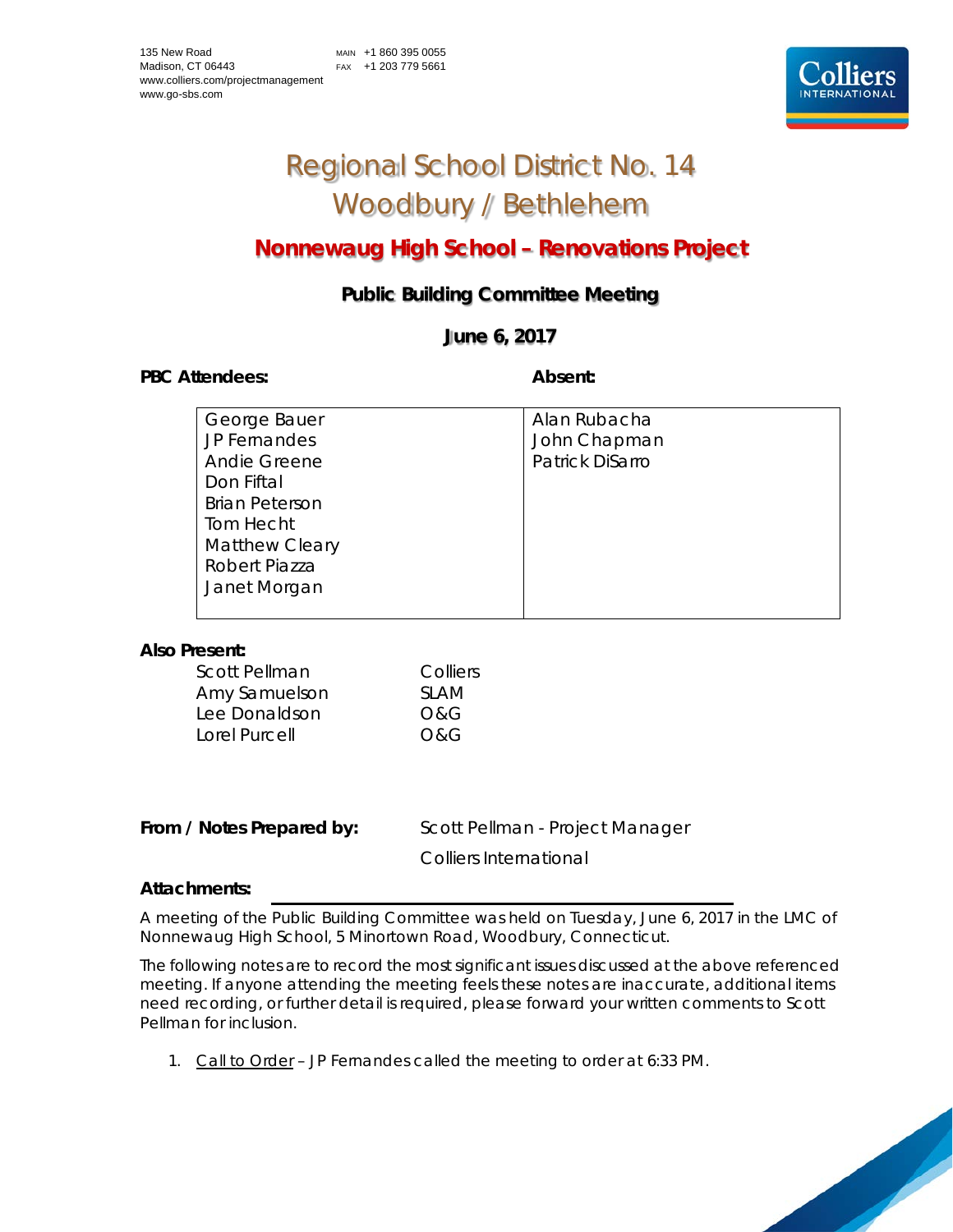135 New Road
Madison, CT 06443
www.colliers.com/projectmanagement
www.go-sbs.com

MAIN +1 860 395 0055
FAX +1 203 779 5661

# Regional School District No. 14
# Woodbury / Bethlehem

## Nonnewaug High School – Renovations Project

### Public Building Committee Meeting

### June 6, 2017

| PBC Attendees: | Absent: |
|---|---|
| George Bauer<br>JP Fernandes<br>Andie Greene<br>Don Fiftal<br>Brian Peterson<br>Tom Hecht<br>Matthew Cleary<br>Robert Piazza<br>Janet Morgan | Alan Rubacha<br>John Chapman<br>Patrick DiSarro |

**Also Present:**

| | |
|---|---|
| Scott Pellman | Colliers |
| Amy Samuelson | SLAM |
| Lee Donaldson | O&G |
| Lorel Purcell | O&G |

**From / Notes Prepared by:** Scott Pellman - Project Manager
Colliers International

**Attachments:**

A meeting of the Public Building Committee was held on Tuesday, June 6, 2017 in the LMC of Nonnewaug High School, 5 Minortown Road, Woodbury, Connecticut.

The following notes are to record the most significant issues discussed at the above referenced meeting. If anyone attending the meeting feels these notes are inaccurate, additional items need recording, or further detail is required, please forward your written comments to Scott Pellman for inclusion.

1. Call to Order – JP Fernandes called the meeting to order at 6:33 PM.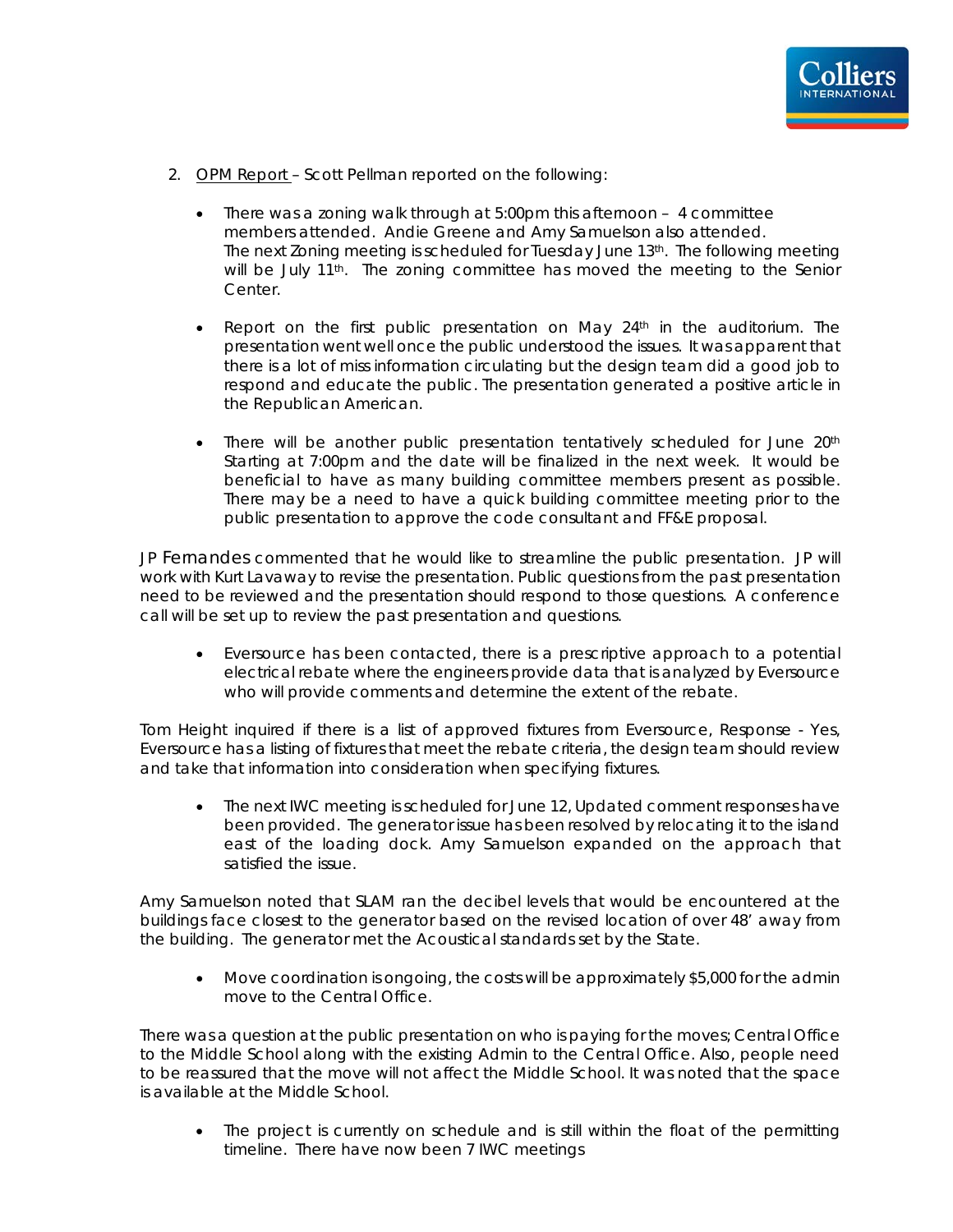2. <u>OPM Report</u> – Scott Pellman reported on the following:

   - There was a zoning walk through at 5:00pm this afternoon – 4 committee members attended. Andie Greene and Amy Samuelson also attended. The next Zoning meeting is scheduled for Tuesday June 13th. The following meeting will be July 11th. The zoning committee has moved the meeting to the Senior Center.

   - Report on the first public presentation on May 24th in the auditorium. The presentation went well once the public understood the issues. It was apparent that there is a lot of miss information circulating but the design team did a good job to respond and educate the public. The presentation generated a positive article in the Republican American.

   - There will be another public presentation tentatively scheduled for June 20th Starting at 7:00pm and the date will be finalized in the next week. It would be beneficial to have as many building committee members present as possible. There may be a need to have a quick building committee meeting prior to the public presentation to approve the code consultant and FF&E proposal.

JP Fernandes commented that he would like to streamline the public presentation. JP will work with Kurt Lavaway to revise the presentation. Public questions from the past presentation need to be reviewed and the presentation should respond to those questions. A conference call will be set up to review the past presentation and questions.

   - Eversource has been contacted, there is a prescriptive approach to a potential electrical rebate where the engineers provide data that is analyzed by Eversource who will provide comments and determine the extent of the rebate.

Tom Height inquired if there is a list of approved fixtures from Eversource, Response - Yes, Eversource has a listing of fixtures that meet the rebate criteria, the design team should review and take that information into consideration when specifying fixtures.

   - The next IWC meeting is scheduled for June 12, Updated comment responses have been provided. The generator issue has been resolved by relocating it to the island east of the loading dock. Amy Samuelson expanded on the approach that satisfied the issue.

Amy Samuelson noted that SLAM ran the decibel levels that would be encountered at the buildings face closest to the generator based on the revised location of over 48' away from the building. The generator met the Acoustical standards set by the State.

   - Move coordination is ongoing, the costs will be approximately $5,000 for the admin move to the Central Office.

There was a question at the public presentation on who is paying for the moves; Central Office to the Middle School along with the existing Admin to the Central Office. Also, people need to be reassured that the move will not affect the Middle School. It was noted that the space is available at the Middle School.

   - The project is currently on schedule and is still within the float of the permitting timeline. There have now been 7 IWC meetings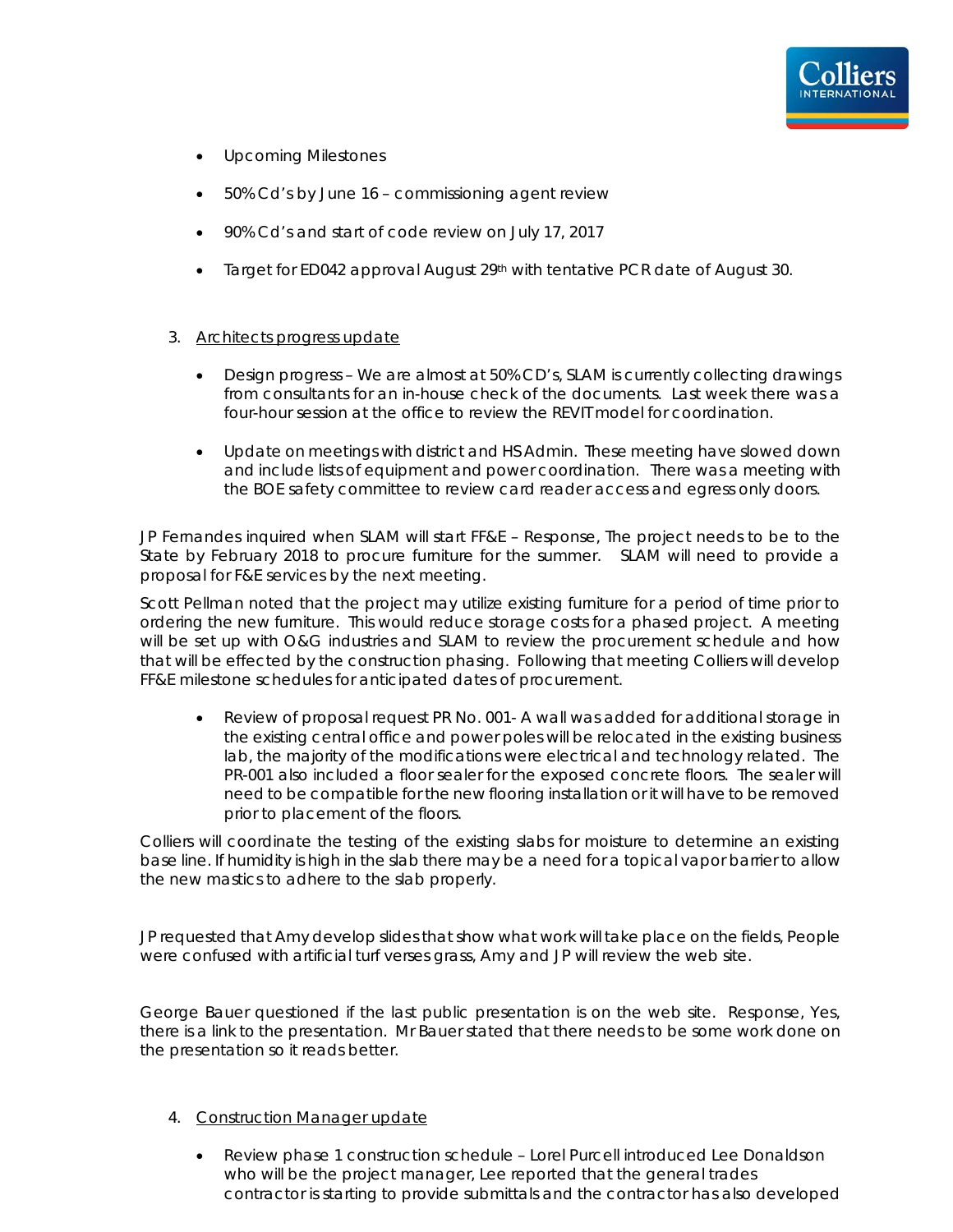- Upcoming Milestones
- 50% Cd's by June 16 – commissioning agent review
- 90% Cd's and start of code review on July 17, 2017
- Target for ED042 approval August 29th with tentative PCR date of August 30.

3. Architects progress update

   - Design progress – We are almost at 50% CD's, SLAM is currently collecting drawings from consultants for an in-house check of the documents. Last week there was a four-hour session at the office to review the REVIT model for coordination.
   - Update on meetings with district and HS Admin. These meeting have slowed down and include lists of equipment and power coordination. There was a meeting with the BOE safety committee to review card reader access and egress only doors.

JP Fernandes inquired when SLAM will start FF&E – Response, The project needs to be to the State by February 2018 to procure furniture for the summer. SLAM will need to provide a proposal for F&E services by the next meeting.

Scott Pellman noted that the project may utilize existing furniture for a period of time prior to ordering the new furniture. This would reduce storage costs for a phased project. A meeting will be set up with O&G industries and SLAM to review the procurement schedule and how that will be effected by the construction phasing. Following that meeting Colliers will develop FF&E milestone schedules for anticipated dates of procurement.

   - Review of proposal request PR No. 001- A wall was added for additional storage in the existing central office and power poles will be relocated in the existing business lab, the majority of the modifications were electrical and technology related. The PR-001 also included a floor sealer for the exposed concrete floors. The sealer will need to be compatible for the new flooring installation or it will have to be removed prior to placement of the floors.

Colliers will coordinate the testing of the existing slabs for moisture to determine an existing base line. If humidity is high in the slab there may be a need for a topical vapor barrier to allow the new mastics to adhere to the slab properly.

JP requested that Amy develop slides that show what work will take place on the fields, People were confused with artificial turf verses grass, Amy and JP will review the web site.

George Bauer questioned if the last public presentation is on the web site. Response, Yes, there is a link to the presentation. Mr Bauer stated that there needs to be some work done on the presentation so it reads better.

4. Construction Manager update

   - Review phase 1 construction schedule – Lorel Purcell introduced Lee Donaldson who will be the project manager, Lee reported that the general trades contractor is starting to provide submittals and the contractor has also developed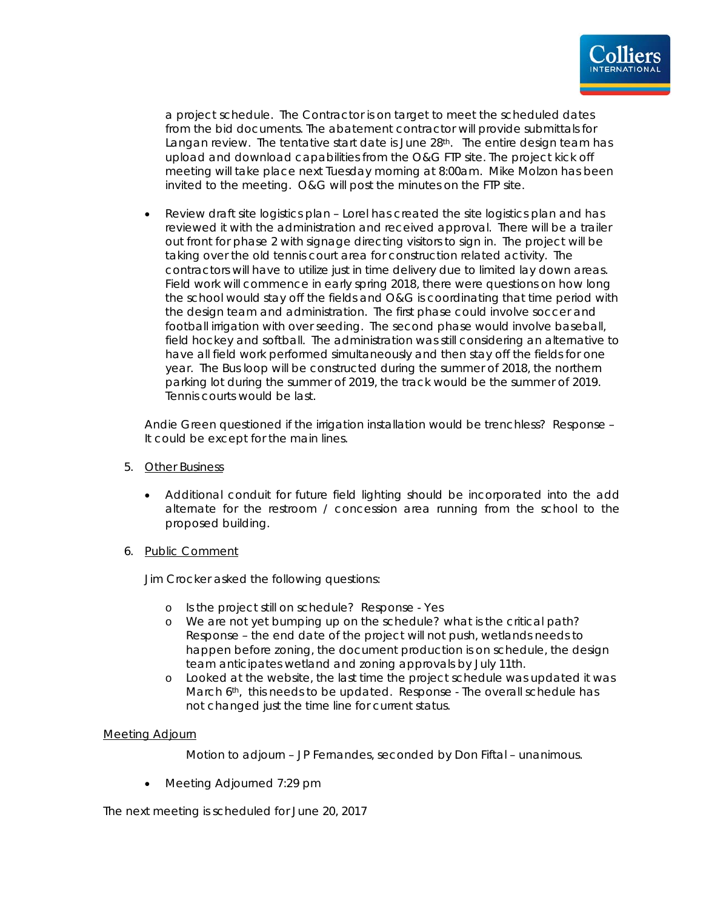a project schedule. The Contractor is on target to meet the scheduled dates from the bid documents. The abatement contractor will provide submittals for Langan review. The tentative start date is June 28th. The entire design team has upload and download capabilities from the O&G FTP site. The project kick off meeting will take place next Tuesday morning at 8:00am. Mike Molzon has been invited to the meeting. O&G will post the minutes on the FTP site.

- Review draft site logistics plan – Lorel has created the site logistics plan and has reviewed it with the administration and received approval. There will be a trailer out front for phase 2 with signage directing visitors to sign in. The project will be taking over the old tennis court area for construction related activity. The contractors will have to utilize just in time delivery due to limited lay down areas. Field work will commence in early spring 2018, there were questions on how long the school would stay off the fields and O&G is coordinating that time period with the design team and administration. The first phase could involve soccer and football irrigation with over seeding. The second phase would involve baseball, field hockey and softball. The administration was still considering an alternative to have all field work performed simultaneously and then stay off the fields for one year. The Bus loop will be constructed during the summer of 2018, the northern parking lot during the summer of 2019, the track would be the summer of 2019. Tennis courts would be last.

Andie Green questioned if the irrigation installation would be trenchless? Response – It could be except for the main lines.

5. Other Business

- Additional conduit for future field lighting should be incorporated into the add alternate for the restroom / concession area running from the school to the proposed building.

6. Public Comment

Jim Crocker asked the following questions:

- Is the project still on schedule? Response - Yes
- We are not yet bumping up on the schedule? what is the critical path? Response – the end date of the project will not push, wetlands needs to happen before zoning, the document production is on schedule, the design team anticipates wetland and zoning approvals by July 11th.
- Looked at the website, the last time the project schedule was updated it was March 6th, this needs to be updated. Response - The overall schedule has not changed just the time line for current status.

Meeting Adjourn

Motion to adjourn – JP Fernandes, seconded by Don Fiftal – unanimous.

- Meeting Adjourned 7:29 pm

The next meeting is scheduled for June 20, 2017